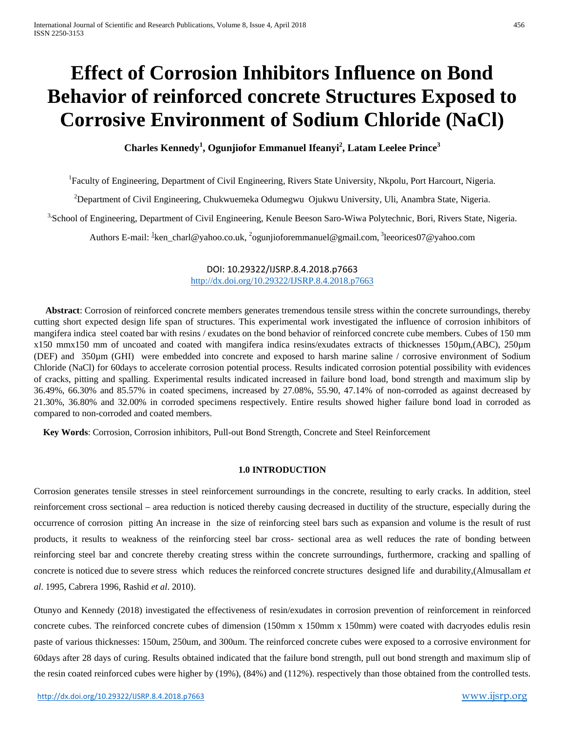# Effect of Corrosion Inhibitors Influence on Bond Behavior of reinforced concrete Structures Exposed to Corrosive Environment of Sodium Chloride (NaCl)

**Charles Kennedy[1], Ogunjiofor Emmanuel Ifeanyi[2], Latam Leelee Prince[3]**

[1]Faculty of Engineering, Department of Civil Engineering, Rivers State University, Nkpolu, Port Harcourt, Nigeria.

[2]Department of Civil Engineering, Chukwuemeka Odumegwu Ojukwu University, Uli, Anambra State, Nigeria.

[3]School of Engineering, Department of Civil Engineering, Kenule Beeson Saro-Wiwa Polytechnic, Bori, Rivers State, Nigeria.

Authors E-mail: [1]ken_charl@yahoo.co.uk, [2]ogunjioforemmanuel@gmail.com, [3]leeorices07@yahoo.com

DOI: 10.29322/IJSRP.8.4.2018.p7663
http://dx.doi.org/10.29322/IJSRP.8.4.2018.p7663

**Abstract**: Corrosion of reinforced concrete members generates tremendous tensile stress within the concrete surroundings, thereby cutting short expected design life span of structures. This experimental work investigated the influence of corrosion inhibitors of mangifera indica steel coated bar with resins / exudates on the bond behavior of reinforced concrete cube members. Cubes of 150 mm x150 mmx150 mm of uncoated and coated with mangifera indica resins/exudates extracts of thicknesses 150µm,(ABC), 250µm (DEF) and 350µm (GHI) were embedded into concrete and exposed to harsh marine saline / corrosive environment of Sodium Chloride (NaCl) for 60days to accelerate corrosion potential process. Results indicated corrosion potential possibility with evidences of cracks, pitting and spalling. Experimental results indicated increased in failure bond load, bond strength and maximum slip by 36.49%, 66.30% and 85.57% in coated specimens, increased by 27.08%, 55.90, 47.14% of non-corroded as against decreased by 21.30%, 36.80% and 32.00% in corroded specimens respectively. Entire results showed higher failure bond load in corroded as compared to non-corroded and coated members.

**Key Words**: Corrosion, Corrosion inhibitors, Pull-out Bond Strength, Concrete and Steel Reinforcement

## 1.0 INTRODUCTION

Corrosion generates tensile stresses in steel reinforcement surroundings in the concrete, resulting to early cracks. In addition, steel reinforcement cross sectional – area reduction is noticed thereby causing decreased in ductility of the structure, especially during the occurrence of corrosion pitting An increase in the size of reinforcing steel bars such as expansion and volume is the result of rust products, it results to weakness of the reinforcing steel bar cross- sectional area as well reduces the rate of bonding between reinforcing steel bar and concrete thereby creating stress within the concrete surroundings, furthermore, cracking and spalling of concrete is noticed due to severe stress which reduces the reinforced concrete structures designed life and durability,(Almusallam *et al*. 1995, Cabrera 1996, Rashid *et al*. 2010).

Otunyo and Kennedy (2018) investigated the effectiveness of resin/exudates in corrosion prevention of reinforcement in reinforced concrete cubes. The reinforced concrete cubes of dimension (150mm x 150mm x 150mm) were coated with dacryodes edulis resin paste of various thicknesses: 150um, 250um, and 300um. The reinforced concrete cubes were exposed to a corrosive environment for 60days after 28 days of curing. Results obtained indicated that the failure bond strength, pull out bond strength and maximum slip of the resin coated reinforced cubes were higher by (19%), (84%) and (112%). respectively than those obtained from the controlled tests.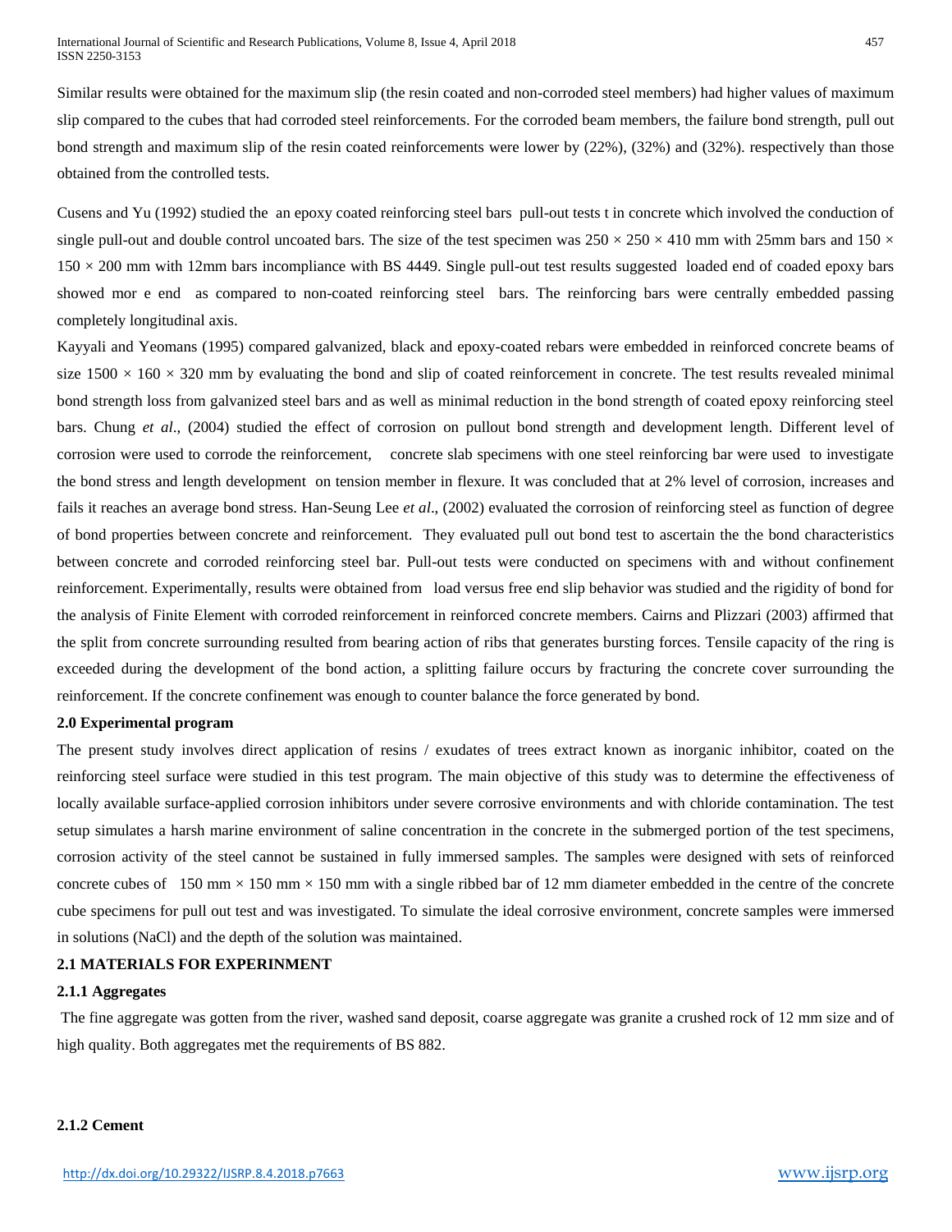Similar results were obtained for the maximum slip (the resin coated and non-corroded steel members) had higher values of maximum slip compared to the cubes that had corroded steel reinforcements. For the corroded beam members, the failure bond strength, pull out bond strength and maximum slip of the resin coated reinforcements were lower by (22%), (32%) and (32%). respectively than those obtained from the controlled tests.

Cusens and Yu (1992) studied the an epoxy coated reinforcing steel bars pull-out tests t in concrete which involved the conduction of single pull-out and double control uncoated bars. The size of the test specimen was 250 × 250 × 410 mm with 25mm bars and 150 × 150 × 200 mm with 12mm bars incompliance with BS 4449. Single pull-out test results suggested loaded end of coaded epoxy bars showed mor e end as compared to non-coated reinforcing steel bars. The reinforcing bars were centrally embedded passing completely longitudinal axis.

Kayyali and Yeomans (1995) compared galvanized, black and epoxy-coated rebars were embedded in reinforced concrete beams of size 1500 × 160 × 320 mm by evaluating the bond and slip of coated reinforcement in concrete. The test results revealed minimal bond strength loss from galvanized steel bars and as well as minimal reduction in the bond strength of coated epoxy reinforcing steel bars. Chung *et al*., (2004) studied the effect of corrosion on pullout bond strength and development length. Different level of corrosion were used to corrode the reinforcement, concrete slab specimens with one steel reinforcing bar were used to investigate the bond stress and length development on tension member in flexure. It was concluded that at 2% level of corrosion, increases and fails it reaches an average bond stress. Han-Seung Lee *et al*., (2002) evaluated the corrosion of reinforcing steel as function of degree of bond properties between concrete and reinforcement. They evaluated pull out bond test to ascertain the the bond characteristics between concrete and corroded reinforcing steel bar. Pull-out tests were conducted on specimens with and without confinement reinforcement. Experimentally, results were obtained from load versus free end slip behavior was studied and the rigidity of bond for the analysis of Finite Element with corroded reinforcement in reinforced concrete members. Cairns and Plizzari (2003) affirmed that the split from concrete surrounding resulted from bearing action of ribs that generates bursting forces. Tensile capacity of the ring is exceeded during the development of the bond action, a splitting failure occurs by fracturing the concrete cover surrounding the reinforcement. If the concrete confinement was enough to counter balance the force generated by bond.

## 2.0 Experimental program

The present study involves direct application of resins / exudates of trees extract known as inorganic inhibitor, coated on the reinforcing steel surface were studied in this test program. The main objective of this study was to determine the effectiveness of locally available surface-applied corrosion inhibitors under severe corrosive environments and with chloride contamination. The test setup simulates a harsh marine environment of saline concentration in the concrete in the submerged portion of the test specimens, corrosion activity of the steel cannot be sustained in fully immersed samples. The samples were designed with sets of reinforced concrete cubes of 150 mm × 150 mm × 150 mm with a single ribbed bar of 12 mm diameter embedded in the centre of the concrete cube specimens for pull out test and was investigated. To simulate the ideal corrosive environment, concrete samples were immersed in solutions (NaCl) and the depth of the solution was maintained.

### 2.1 MATERIALS FOR EXPERIMENT

#### 2.1.1 Aggregates

The fine aggregate was gotten from the river, washed sand deposit, coarse aggregate was granite a crushed rock of 12 mm size and of high quality. Both aggregates met the requirements of BS 882.

#### 2.1.2 Cement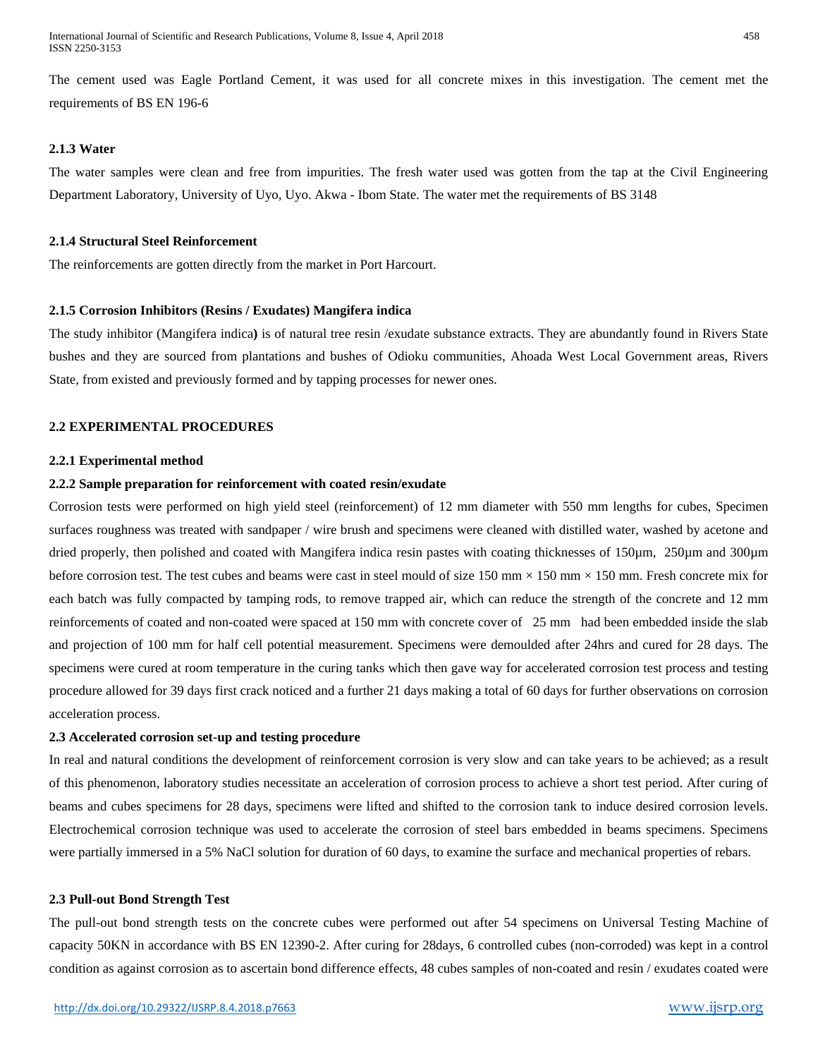The cement used was Eagle Portland Cement, it was used for all concrete mixes in this investigation. The cement met the requirements of BS EN 196-6

#### 2.1.3 Water

The water samples were clean and free from impurities. The fresh water used was gotten from the tap at the Civil Engineering Department Laboratory, University of Uyo, Uyo. Akwa - Ibom State. The water met the requirements of BS 3148

#### 2.1.4 Structural Steel Reinforcement

The reinforcements are gotten directly from the market in Port Harcourt.

#### 2.1.5 Corrosion Inhibitors (Resins / Exudates) Mangifera indica

The study inhibitor (Mangifera indica**)** is of natural tree resin /exudate substance extracts. They are abundantly found in Rivers State bushes and they are sourced from plantations and bushes of Odioku communities, Ahoada West Local Government areas, Rivers State, from existed and previously formed and by tapping processes for newer ones.

### 2.2 EXPERIMENTAL PROCEDURES

#### 2.2.1 Experimental method

#### 2.2.2 Sample preparation for reinforcement with coated resin/exudate

Corrosion tests were performed on high yield steel (reinforcement) of 12 mm diameter with 550 mm lengths for cubes, Specimen surfaces roughness was treated with sandpaper / wire brush and specimens were cleaned with distilled water, washed by acetone and dried properly, then polished and coated with Mangifera indica resin pastes with coating thicknesses of 150µm, 250µm and 300µm before corrosion test. The test cubes and beams were cast in steel mould of size 150 mm × 150 mm × 150 mm. Fresh concrete mix for each batch was fully compacted by tamping rods, to remove trapped air, which can reduce the strength of the concrete and 12 mm reinforcements of coated and non-coated were spaced at 150 mm with concrete cover of 25 mm had been embedded inside the slab and projection of 100 mm for half cell potential measurement. Specimens were demoulded after 24hrs and cured for 28 days. The specimens were cured at room temperature in the curing tanks which then gave way for accelerated corrosion test process and testing procedure allowed for 39 days first crack noticed and a further 21 days making a total of 60 days for further observations on corrosion acceleration process.

### 2.3 Accelerated corrosion set-up and testing procedure

In real and natural conditions the development of reinforcement corrosion is very slow and can take years to be achieved; as a result of this phenomenon, laboratory studies necessitate an acceleration of corrosion process to achieve a short test period. After curing of beams and cubes specimens for 28 days, specimens were lifted and shifted to the corrosion tank to induce desired corrosion levels. Electrochemical corrosion technique was used to accelerate the corrosion of steel bars embedded in beams specimens. Specimens were partially immersed in a 5% NaCl solution for duration of 60 days, to examine the surface and mechanical properties of rebars.

### 2.3 Pull-out Bond Strength Test

The pull-out bond strength tests on the concrete cubes were performed out after 54 specimens on Universal Testing Machine of capacity 50KN in accordance with BS EN 12390-2. After curing for 28days, 6 controlled cubes (non-corroded) was kept in a control condition as against corrosion as to ascertain bond difference effects, 48 cubes samples of non-coated and resin / exudates coated were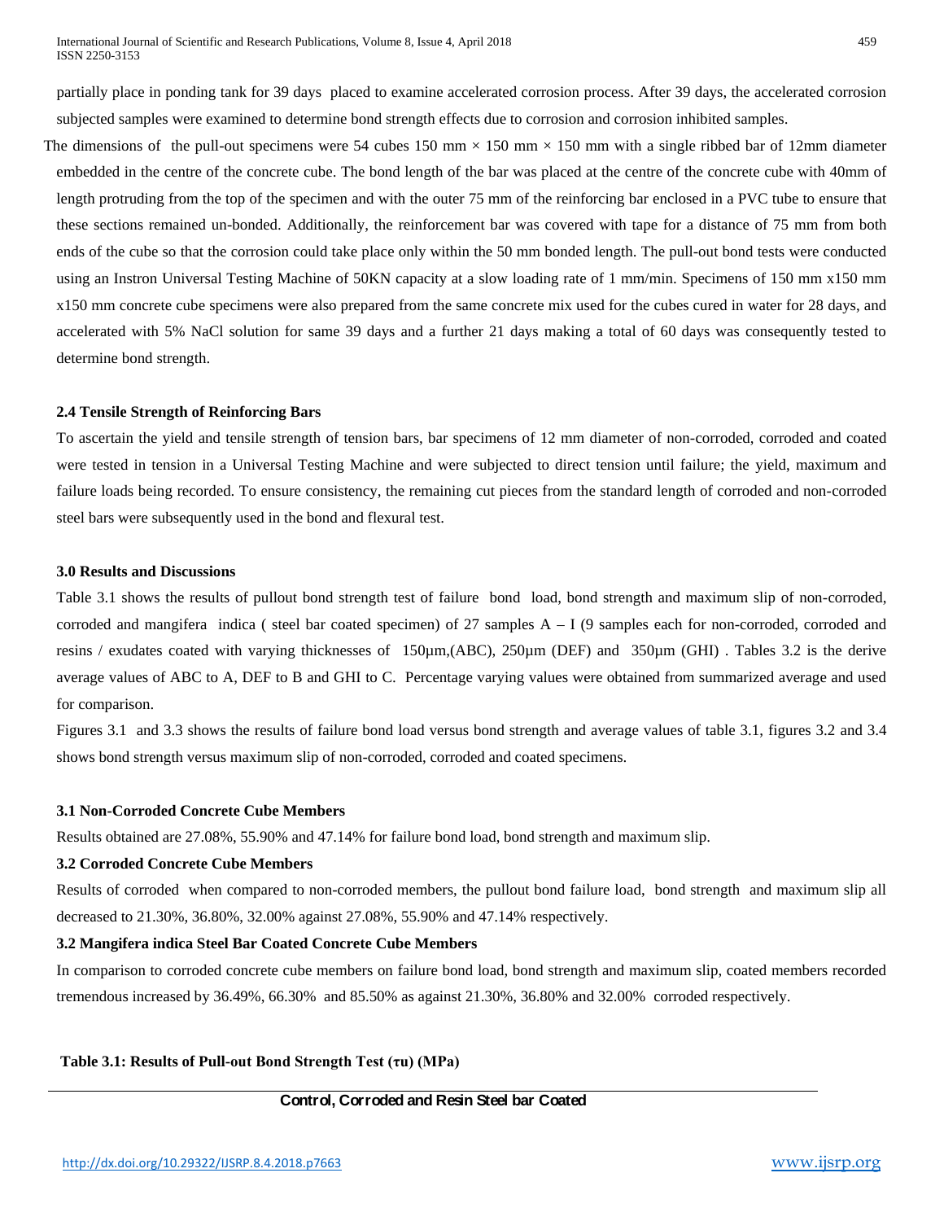partially place in ponding tank for 39 days placed to examine accelerated corrosion process. After 39 days, the accelerated corrosion subjected samples were examined to determine bond strength effects due to corrosion and corrosion inhibited samples.

The dimensions of the pull-out specimens were 54 cubes 150 mm × 150 mm × 150 mm with a single ribbed bar of 12mm diameter embedded in the centre of the concrete cube. The bond length of the bar was placed at the centre of the concrete cube with 40mm of length protruding from the top of the specimen and with the outer 75 mm of the reinforcing bar enclosed in a PVC tube to ensure that these sections remained un-bonded. Additionally, the reinforcement bar was covered with tape for a distance of 75 mm from both ends of the cube so that the corrosion could take place only within the 50 mm bonded length. The pull-out bond tests were conducted using an Instron Universal Testing Machine of 50KN capacity at a slow loading rate of 1 mm/min. Specimens of 150 mm x150 mm x150 mm concrete cube specimens were also prepared from the same concrete mix used for the cubes cured in water for 28 days, and accelerated with 5% NaCl solution for same 39 days and a further 21 days making a total of 60 days was consequently tested to determine bond strength.

### 2.4 Tensile Strength of Reinforcing Bars

To ascertain the yield and tensile strength of tension bars, bar specimens of 12 mm diameter of non-corroded, corroded and coated were tested in tension in a Universal Testing Machine and were subjected to direct tension until failure; the yield, maximum and failure loads being recorded. To ensure consistency, the remaining cut pieces from the standard length of corroded and non-corroded steel bars were subsequently used in the bond and flexural test.

## 3.0 Results and Discussions

Table 3.1 shows the results of pullout bond strength test of failure bond load, bond strength and maximum slip of non-corroded, corroded and mangifera indica ( steel bar coated specimen) of 27 samples A – I (9 samples each for non-corroded, corroded and resins / exudates coated with varying thicknesses of 150µm,(ABC), 250µm (DEF) and 350µm (GHI) . Tables 3.2 is the derive average values of ABC to A, DEF to B and GHI to C. Percentage varying values were obtained from summarized average and used for comparison.

Figures 3.1 and 3.3 shows the results of failure bond load versus bond strength and average values of table 3.1, figures 3.2 and 3.4 shows bond strength versus maximum slip of non-corroded, corroded and coated specimens.

### 3.1 Non-Corroded Concrete Cube Members

Results obtained are 27.08%, 55.90% and 47.14% for failure bond load, bond strength and maximum slip.

### 3.2 Corroded Concrete Cube Members

Results of corroded when compared to non-corroded members, the pullout bond failure load, bond strength and maximum slip all decreased to 21.30%, 36.80%, 32.00% against 27.08%, 55.90% and 47.14% respectively.

### 3.2 Mangifera indica Steel Bar Coated Concrete Cube Members

In comparison to corroded concrete cube members on failure bond load, bond strength and maximum slip, coated members recorded tremendous increased by 36.49%, 66.30% and 85.50% as against 21.30%, 36.80% and 32.00% corroded respectively.

**Table 3.1: Results of Pull-out Bond Strength Test (τu) (MPa)**

**Control, Corroded and Resin Steel bar Coated**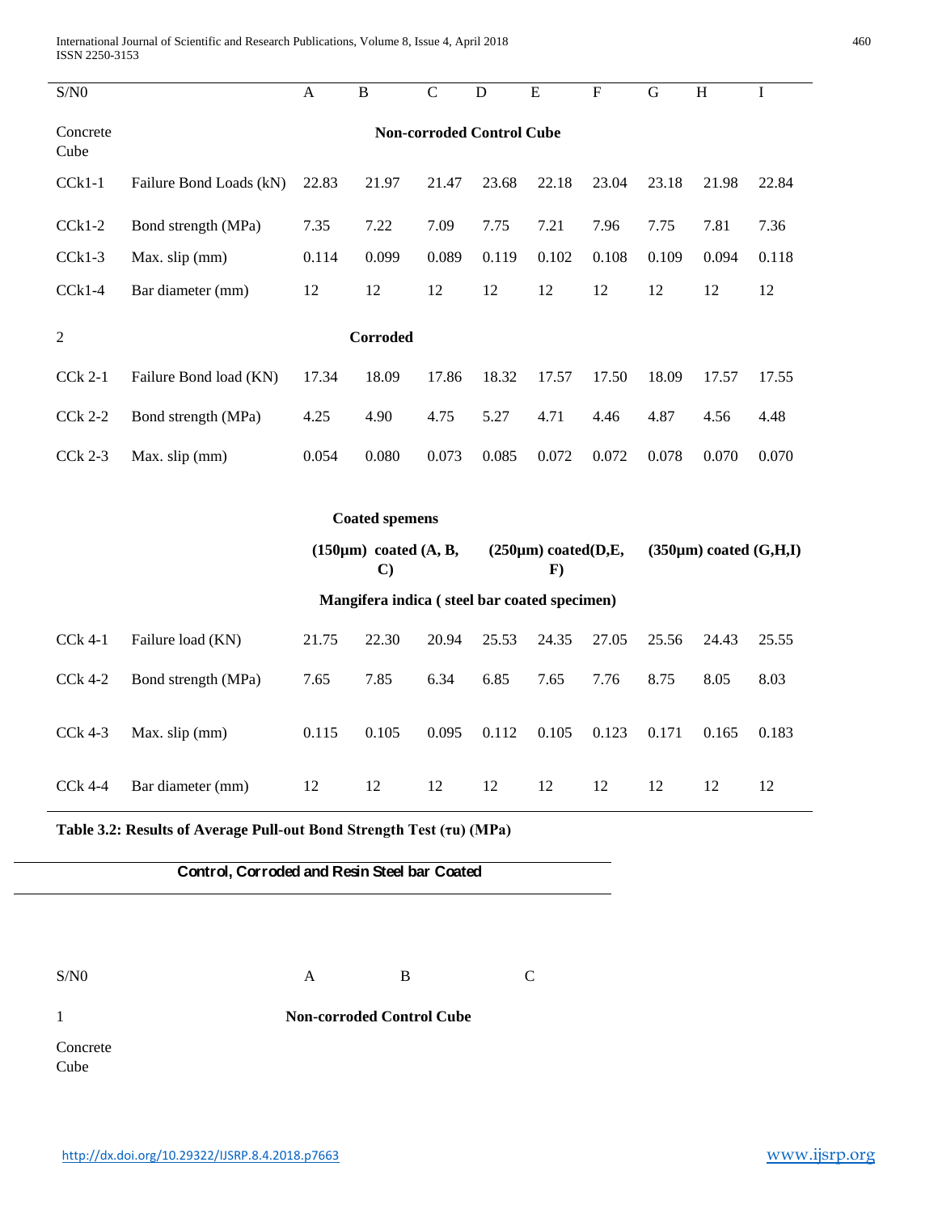| S/N0 | | A | B | C | D | E | F | G | H | I |
|---|---|---|---|---|---|---|---|---|---|---|
| Concrete Cube | | **Non-corroded Control Cube** | | | | | | | | |
| CCk1-1 | Failure Bond Loads (kN) | 22.83 | 21.97 | 21.47 | 23.68 | 22.18 | 23.04 | 23.18 | 21.98 | 22.84 |
| CCk1-2 | Bond strength (MPa) | 7.35 | 7.22 | 7.09 | 7.75 | 7.21 | 7.96 | 7.75 | 7.81 | 7.36 |
| CCk1-3 | Max. slip (mm) | 0.114 | 0.099 | 0.089 | 0.119 | 0.102 | 0.108 | 0.109 | 0.094 | 0.118 |
| CCk1-4 | Bar diameter (mm) | 12 | 12 | 12 | 12 | 12 | 12 | 12 | 12 | 12 |
| 2 | | **Corroded** | | | | | | | | |
| CCk 2-1 | Failure Bond load (KN) | 17.34 | 18.09 | 17.86 | 18.32 | 17.57 | 17.50 | 18.09 | 17.57 | 17.55 |
| CCk 2-2 | Bond strength (MPa) | 4.25 | 4.90 | 4.75 | 5.27 | 4.71 | 4.46 | 4.87 | 4.56 | 4.48 |
| CCk 2-3 | Max. slip (mm) | 0.054 | 0.080 | 0.073 | 0.085 | 0.072 | 0.072 | 0.078 | 0.070 | 0.070 |
| | | **Coated spemens** | | | | | | | | |
| | | **(150µm) coated (A, B, C)** | | | **(250µm) coated(D,E, F)** | | | **(350µm) coated (G,H,I)** | | |
| | | **Mangifera indica ( steel bar coated specimen)** | | | | | | | | |
| CCk 4-1 | Failure load (KN) | 21.75 | 22.30 | 20.94 | 25.53 | 24.35 | 27.05 | 25.56 | 24.43 | 25.55 |
| CCk 4-2 | Bond strength (MPa) | 7.65 | 7.85 | 6.34 | 6.85 | 7.65 | 7.76 | 8.75 | 8.05 | 8.03 |
| CCk 4-3 | Max. slip (mm) | 0.115 | 0.105 | 0.095 | 0.112 | 0.105 | 0.123 | 0.171 | 0.165 | 0.183 |
| CCk 4-4 | Bar diameter (mm) | 12 | 12 | 12 | 12 | 12 | 12 | 12 | 12 | 12 |

**Table 3.2: Results of Average Pull-out Bond Strength Test (τu) (MPa)**

**Control, Corroded and Resin Steel bar Coated**

| S/N0 | A | B | C |
|---|---|---|---|
| 1 | **Non-corroded Control Cube** | | |
| Concrete Cube | | | |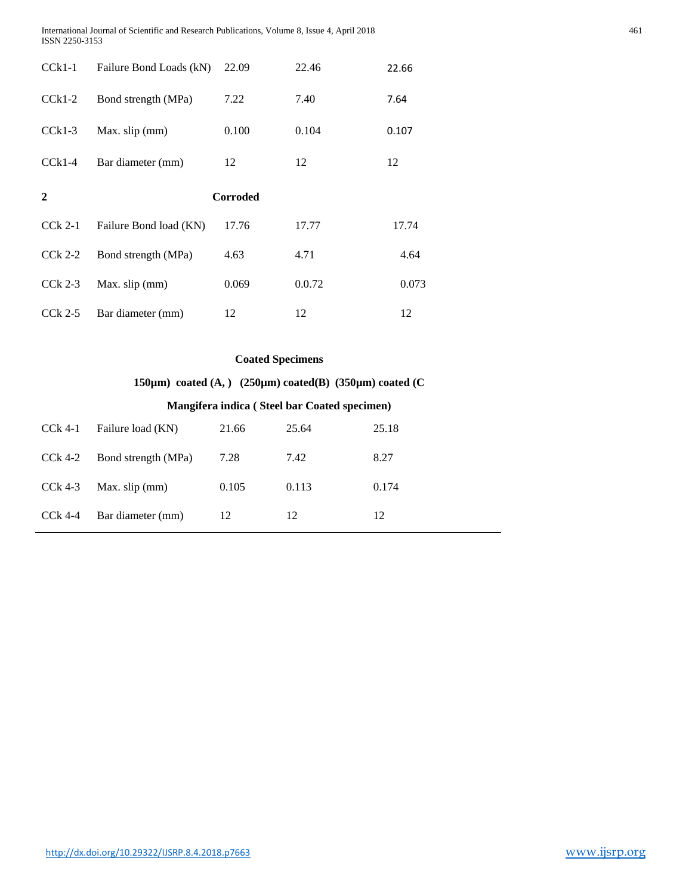| | | | | |
|---|---|---|---|---|
| CCk1-1 | Failure Bond Loads (kN) | 22.09 | 22.46 | 22.66 |
| CCk1-2 | Bond strength (MPa) | 7.22 | 7.40 | 7.64 |
| CCk1-3 | Max. slip (mm) | 0.100 | 0.104 | 0.107 |
| CCk1-4 | Bar diameter (mm) | 12 | 12 | 12 |
| **2** | | **Corroded** | | |
| CCk 2-1 | Failure Bond load (KN) | 17.76 | 17.77 | 17.74 |
| CCk 2-2 | Bond strength (MPa) | 4.63 | 4.71 | 4.64 |
| CCk 2-3 | Max. slip (mm) | 0.069 | 0.0.72 | 0.073 |
| CCk 2-5 | Bar diameter (mm) | 12 | 12 | 12 |

**Coated Specimens**

**150μm) coated (A, ) (250μm) coated(B) (350μm) coated (C**

**Mangifera indica ( Steel bar Coated specimen)**

| | | | | |
|---|---|---|---|---|
| CCk 4-1 | Failure load (KN) | 21.66 | 25.64 | 25.18 |
| CCk 4-2 | Bond strength (MPa) | 7.28 | 7.42 | 8.27 |
| CCk 4-3 | Max. slip (mm) | 0.105 | 0.113 | 0.174 |
| CCk 4-4 | Bar diameter (mm) | 12 | 12 | 12 |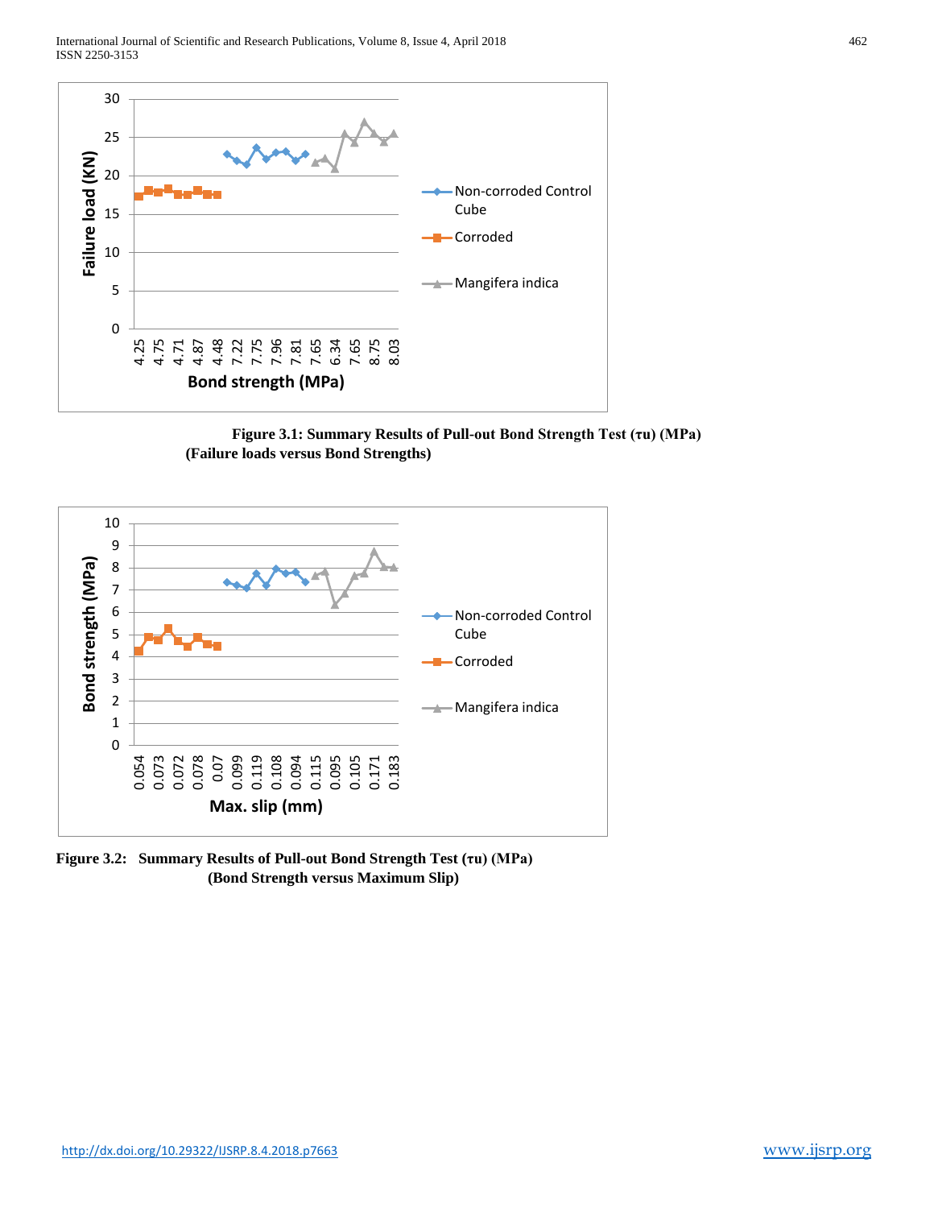**Figure 3.1: Summary Results of Pull-out Bond Strength Test (τu) (MPa) (Failure loads versus Bond Strengths)**

**Figure 3.2: Summary Results of Pull-out Bond Strength Test (τu) (MPa) (Bond Strength versus Maximum Slip)**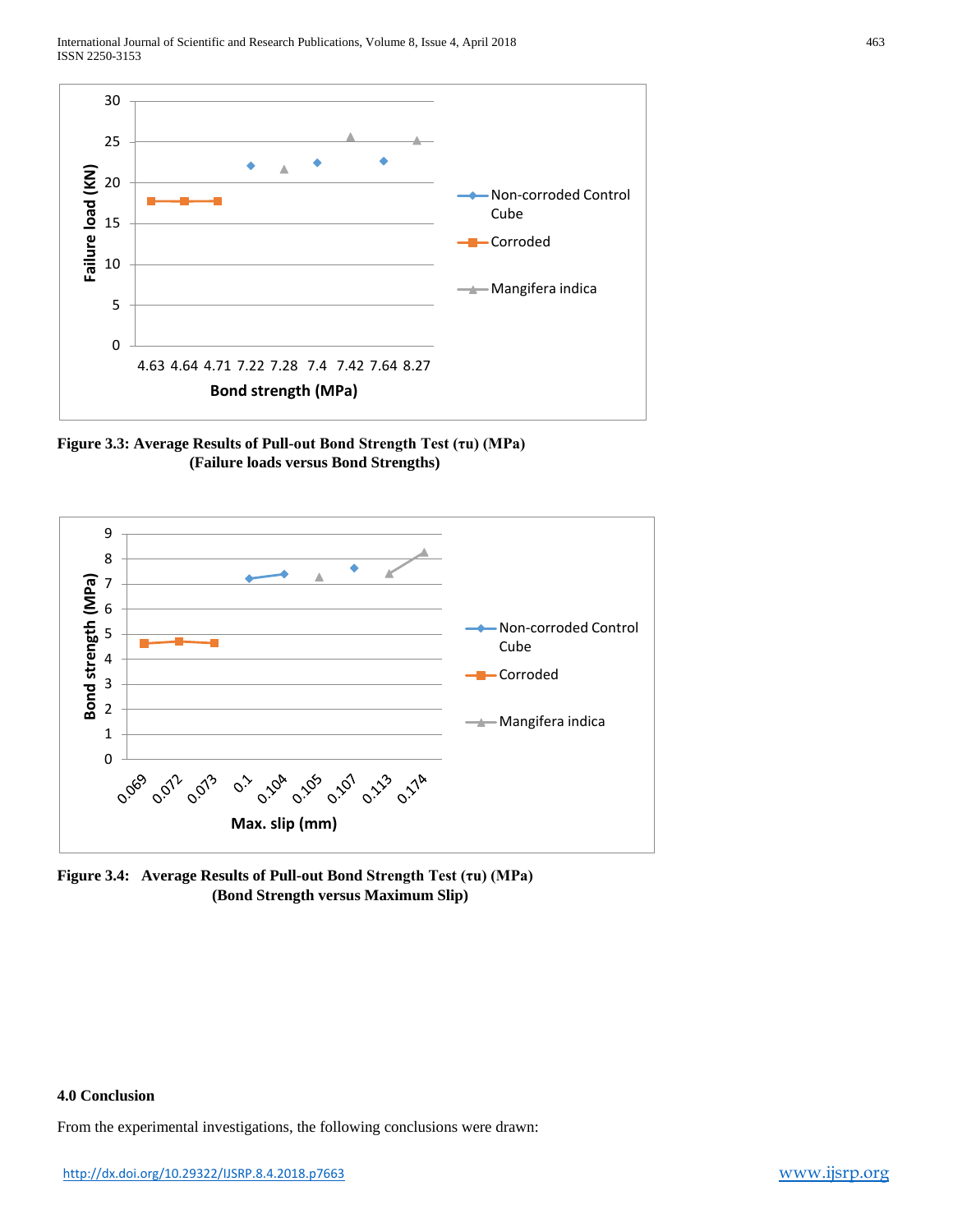**Figure 3.3: Average Results of Pull-out Bond Strength Test (τu) (MPa) (Failure loads versus Bond Strengths)**

**Figure 3.4: Average Results of Pull-out Bond Strength Test (τu) (MPa) (Bond Strength versus Maximum Slip)**

### 4.0 Conclusion

From the experimental investigations, the following conclusions were drawn: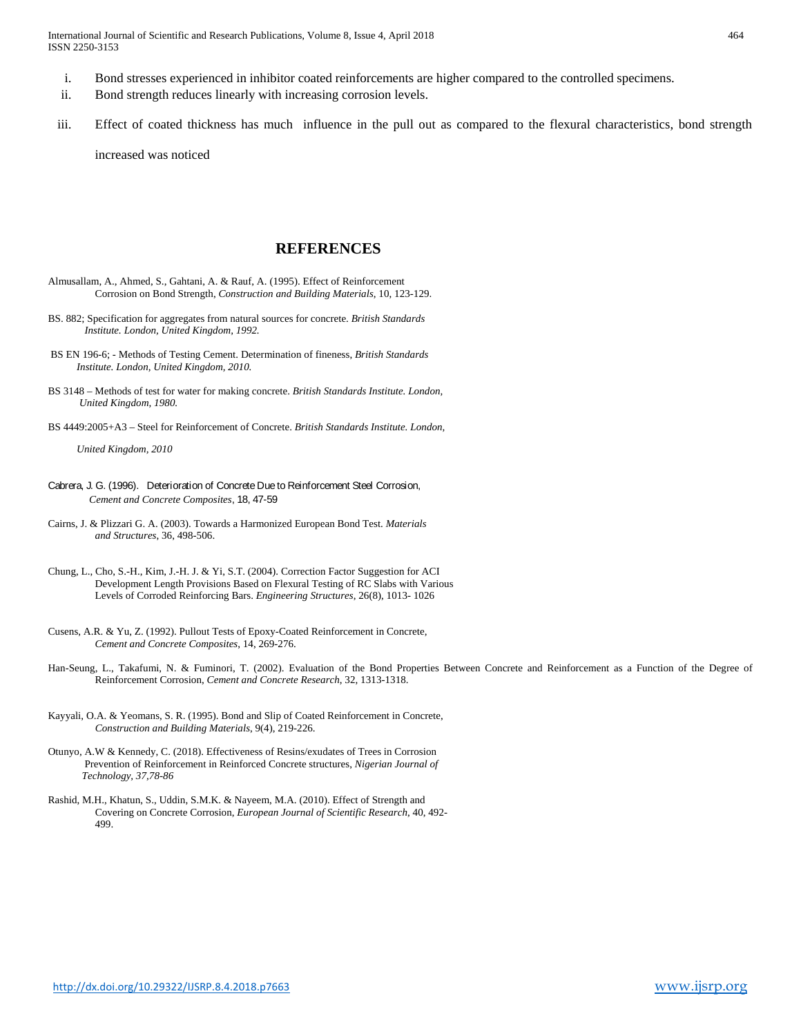i. Bond stresses experienced in inhibitor coated reinforcements are higher compared to the controlled specimens.
ii. Bond strength reduces linearly with increasing corrosion levels.
iii. Effect of coated thickness has much influence in the pull out as compared to the flexural characteristics, bond strength increased was noticed

## REFERENCES

Almusallam, A., Ahmed, S., Gahtani, A. & Rauf, A. (1995). Effect of Reinforcement Corrosion on Bond Strength, *Construction and Building Materials*, 10, 123-129.

BS. 882; Specification for aggregates from natural sources for concrete. *British Standards Institute. London, United Kingdom, 1992.*

BS EN 196-6; - Methods of Testing Cement. Determination of fineness, *British Standards Institute. London, United Kingdom, 2010.*

BS 3148 – Methods of test for water for making concrete. *British Standards Institute. London, United Kingdom, 1980.*

BS 4449:2005+A3 – Steel for Reinforcement of Concrete. *British Standards Institute. London, United Kingdom, 2010*

Cabrera, J. G. (1996). Deterioration of Concrete Due to Reinforcement Steel Corrosion, *Cement and Concrete Composites*, 18, 47-59

Cairns, J. & Plizzari G. A. (2003). Towards a Harmonized European Bond Test. *Materials and Structures*, 36, 498-506.

Chung, L., Cho, S.-H., Kim, J.-H. J. & Yi, S.T. (2004). Correction Factor Suggestion for ACI Development Length Provisions Based on Flexural Testing of RC Slabs with Various Levels of Corroded Reinforcing Bars. *Engineering Structures*, 26(8), 1013- 1026

Cusens, A.R. & Yu, Z. (1992). Pullout Tests of Epoxy-Coated Reinforcement in Concrete, *Cement and Concrete Composites*, 14, 269-276.

Han-Seung, L., Takafumi, N. & Fuminori, T. (2002). Evaluation of the Bond Properties Between Concrete and Reinforcement as a Function of the Degree of Reinforcement Corrosion, *Cement and Concrete Research*, 32, 1313-1318.

Kayyali, O.A. & Yeomans, S. R. (1995). Bond and Slip of Coated Reinforcement in Concrete, *Construction and Building Materials*, 9(4), 219-226.

Otunyo, A.W & Kennedy, C. (2018). Effectiveness of Resins/exudates of Trees in Corrosion Prevention of Reinforcement in Reinforced Concrete structures, *Nigerian Journal of Technology, 37,78-86*

Rashid, M.H., Khatun, S., Uddin, S.M.K. & Nayeem, M.A. (2010). Effect of Strength and Covering on Concrete Corrosion, *European Journal of Scientific Research*, 40, 492-499.